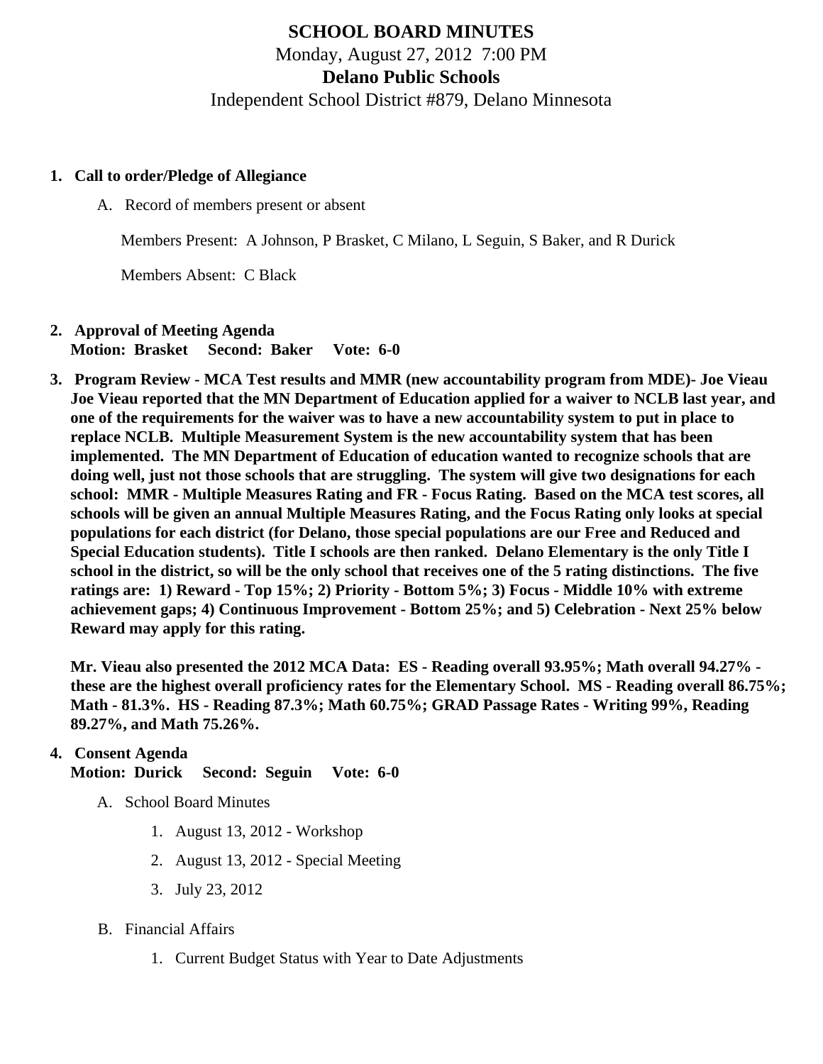# SCHOOL BOARD MINUTES

Monday, August 27, 2012 7:00 PM

## Delano Public Schools

Independent School District #879, Delano Minnesota

1. **Call to order/Pledge of Allegiance**

   A. Record of members present or absent

   Members Present: A Johnson, P Brasket, C Milano, L Seguin, S Baker, and R Durick

   Members Absent: C Black

2. **Approval of Meeting Agenda**
   **Motion: Brasket Second: Baker Vote: 6-0**

3. **Program Review - MCA Test results and MMR (new accountability program from MDE)- Joe Vieau**
   **Joe Vieau reported that the MN Department of Education applied for a waiver to NCLB last year, and one of the requirements for the waiver was to have a new accountability system to put in place to replace NCLB. Multiple Measurement System is the new accountability system that has been implemented. The MN Department of Education of education wanted to recognize schools that are doing well, just not those schools that are struggling. The system will give two designations for each school: MMR - Multiple Measures Rating and FR - Focus Rating. Based on the MCA test scores, all schools will be given an annual Multiple Measures Rating, and the Focus Rating only looks at special populations for each district (for Delano, those special populations are our Free and Reduced and Special Education students). Title I schools are then ranked. Delano Elementary is the only Title I school in the district, so will be the only school that receives one of the 5 rating distinctions. The five ratings are: 1) Reward - Top 15%; 2) Priority - Bottom 5%; 3) Focus - Middle 10% with extreme achievement gaps; 4) Continuous Improvement - Bottom 25%; and 5) Celebration - Next 25% below Reward may apply for this rating.**

   **Mr. Vieau also presented the 2012 MCA Data: ES - Reading overall 93.95%; Math overall 94.27% - these are the highest overall proficiency rates for the Elementary School. MS - Reading overall 86.75%; Math - 81.3%. HS - Reading 87.3%; Math 60.75%; GRAD Passage Rates - Writing 99%, Reading 89.27%, and Math 75.26%.**

4. **Consent Agenda**
   **Motion: Durick Second: Seguin Vote: 6-0**

   A. School Board Minutes

      1. August 13, 2012 - Workshop
      2. August 13, 2012 - Special Meeting
      3. July 23, 2012

   B. Financial Affairs

      1. Current Budget Status with Year to Date Adjustments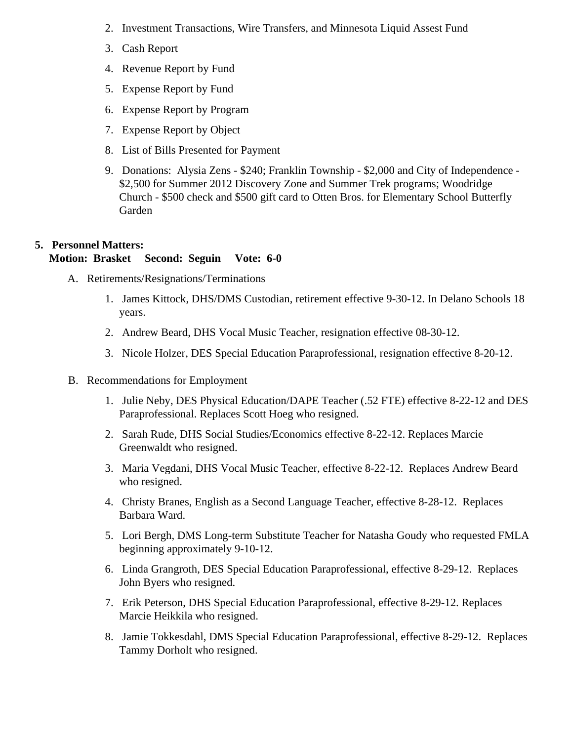2. Investment Transactions, Wire Transfers, and Minnesota Liquid Assest Fund
3. Cash Report
4. Revenue Report by Fund
5. Expense Report by Fund
6. Expense Report by Program
7. Expense Report by Object
8. List of Bills Presented for Payment
9. Donations: Alysia Zens - $240; Franklin Township - $2,000 and City of Independence - $2,500 for Summer 2012 Discovery Zone and Summer Trek programs; Woodridge Church - $500 check and $500 gift card to Otten Bros. for Elementary School Butterfly Garden

**5. Personnel Matters:**
**Motion: Brasket Second: Seguin Vote: 6-0**

A. Retirements/Resignations/Terminations

1. James Kittock, DHS/DMS Custodian, retirement effective 9-30-12. In Delano Schools 18 years.
2. Andrew Beard, DHS Vocal Music Teacher, resignation effective 08-30-12.
3. Nicole Holzer, DES Special Education Paraprofessional, resignation effective 8-20-12.

B. Recommendations for Employment

1. Julie Neby, DES Physical Education/DAPE Teacher (.52 FTE) effective 8-22-12 and DES Paraprofessional. Replaces Scott Hoeg who resigned.
2. Sarah Rude, DHS Social Studies/Economics effective 8-22-12. Replaces Marcie Greenwaldt who resigned.
3. Maria Vegdani, DHS Vocal Music Teacher, effective 8-22-12. Replaces Andrew Beard who resigned.
4. Christy Branes, English as a Second Language Teacher, effective 8-28-12. Replaces Barbara Ward.
5. Lori Bergh, DMS Long-term Substitute Teacher for Natasha Goudy who requested FMLA beginning approximately 9-10-12.
6. Linda Grangroth, DES Special Education Paraprofessional, effective 8-29-12. Replaces John Byers who resigned.
7. Erik Peterson, DHS Special Education Paraprofessional, effective 8-29-12. Replaces Marcie Heikkila who resigned.
8. Jamie Tokkesdahl, DMS Special Education Paraprofessional, effective 8-29-12. Replaces Tammy Dorholt who resigned.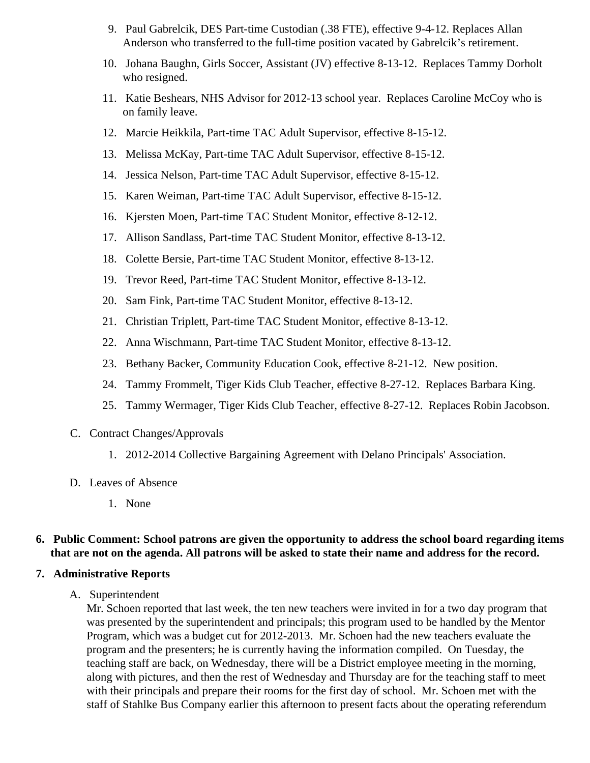9. Paul Gabrelcik, DES Part-time Custodian (.38 FTE), effective 9-4-12. Replaces Allan Anderson who transferred to the full-time position vacated by Gabrelcik's retirement.
10. Johana Baughn, Girls Soccer, Assistant (JV) effective 8-13-12. Replaces Tammy Dorholt who resigned.
11. Katie Beshears, NHS Advisor for 2012-13 school year. Replaces Caroline McCoy who is on family leave.
12. Marcie Heikkila, Part-time TAC Adult Supervisor, effective 8-15-12.
13. Melissa McKay, Part-time TAC Adult Supervisor, effective 8-15-12.
14. Jessica Nelson, Part-time TAC Adult Supervisor, effective 8-15-12.
15. Karen Weiman, Part-time TAC Adult Supervisor, effective 8-15-12.
16. Kjersten Moen, Part-time TAC Student Monitor, effective 8-12-12.
17. Allison Sandlass, Part-time TAC Student Monitor, effective 8-13-12.
18. Colette Bersie, Part-time TAC Student Monitor, effective 8-13-12.
19. Trevor Reed, Part-time TAC Student Monitor, effective 8-13-12.
20. Sam Fink, Part-time TAC Student Monitor, effective 8-13-12.
21. Christian Triplett, Part-time TAC Student Monitor, effective 8-13-12.
22. Anna Wischmann, Part-time TAC Student Monitor, effective 8-13-12.
23. Bethany Backer, Community Education Cook, effective 8-21-12. New position.
24. Tammy Frommelt, Tiger Kids Club Teacher, effective 8-27-12. Replaces Barbara King.
25. Tammy Wermager, Tiger Kids Club Teacher, effective 8-27-12. Replaces Robin Jacobson.

C. Contract Changes/Approvals

1. 2012-2014 Collective Bargaining Agreement with Delano Principals' Association.

D. Leaves of Absence

1. None

**6. Public Comment: School patrons are given the opportunity to address the school board regarding items that are not on the agenda. All patrons will be asked to state their name and address for the record.**

**7. Administrative Reports**

A. Superintendent

Mr. Schoen reported that last week, the ten new teachers were invited in for a two day program that was presented by the superintendent and principals; this program used to be handled by the Mentor Program, which was a budget cut for 2012-2013. Mr. Schoen had the new teachers evaluate the program and the presenters; he is currently having the information compiled. On Tuesday, the teaching staff are back, on Wednesday, there will be a District employee meeting in the morning, along with pictures, and then the rest of Wednesday and Thursday are for the teaching staff to meet with their principals and prepare their rooms for the first day of school. Mr. Schoen met with the staff of Stahlke Bus Company earlier this afternoon to present facts about the operating referendum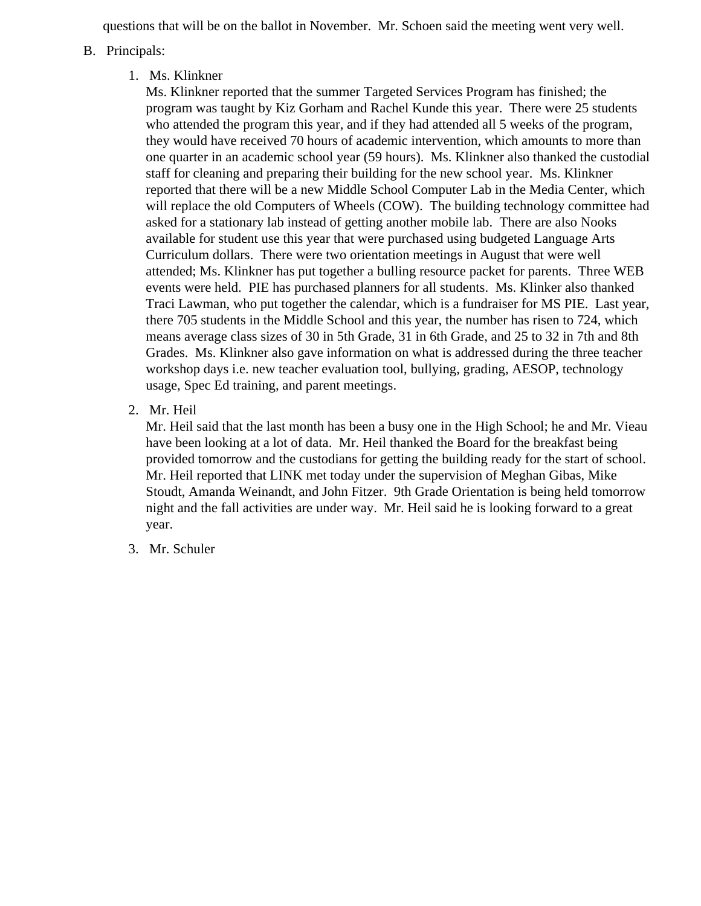questions that will be on the ballot in November. Mr. Schoen said the meeting went very well.

B. Principals:

1. Ms. Klinkner

   Ms. Klinkner reported that the summer Targeted Services Program has finished; the program was taught by Kiz Gorham and Rachel Kunde this year. There were 25 students who attended the program this year, and if they had attended all 5 weeks of the program, they would have received 70 hours of academic intervention, which amounts to more than one quarter in an academic school year (59 hours). Ms. Klinkner also thanked the custodial staff for cleaning and preparing their building for the new school year. Ms. Klinkner reported that there will be a new Middle School Computer Lab in the Media Center, which will replace the old Computers of Wheels (COW). The building technology committee had asked for a stationary lab instead of getting another mobile lab. There are also Nooks available for student use this year that were purchased using budgeted Language Arts Curriculum dollars. There were two orientation meetings in August that were well attended; Ms. Klinkner has put together a bulling resource packet for parents. Three WEB events were held. PIE has purchased planners for all students. Ms. Klinker also thanked Traci Lawman, who put together the calendar, which is a fundraiser for MS PIE. Last year, there 705 students in the Middle School and this year, the number has risen to 724, which means average class sizes of 30 in 5th Grade, 31 in 6th Grade, and 25 to 32 in 7th and 8th Grades. Ms. Klinkner also gave information on what is addressed during the three teacher workshop days i.e. new teacher evaluation tool, bullying, grading, AESOP, technology usage, Spec Ed training, and parent meetings.

2. Mr. Heil

   Mr. Heil said that the last month has been a busy one in the High School; he and Mr. Vieau have been looking at a lot of data. Mr. Heil thanked the Board for the breakfast being provided tomorrow and the custodians for getting the building ready for the start of school. Mr. Heil reported that LINK met today under the supervision of Meghan Gibas, Mike Stoudt, Amanda Weinandt, and John Fitzer. 9th Grade Orientation is being held tomorrow night and the fall activities are under way. Mr. Heil said he is looking forward to a great year.

3. Mr. Schuler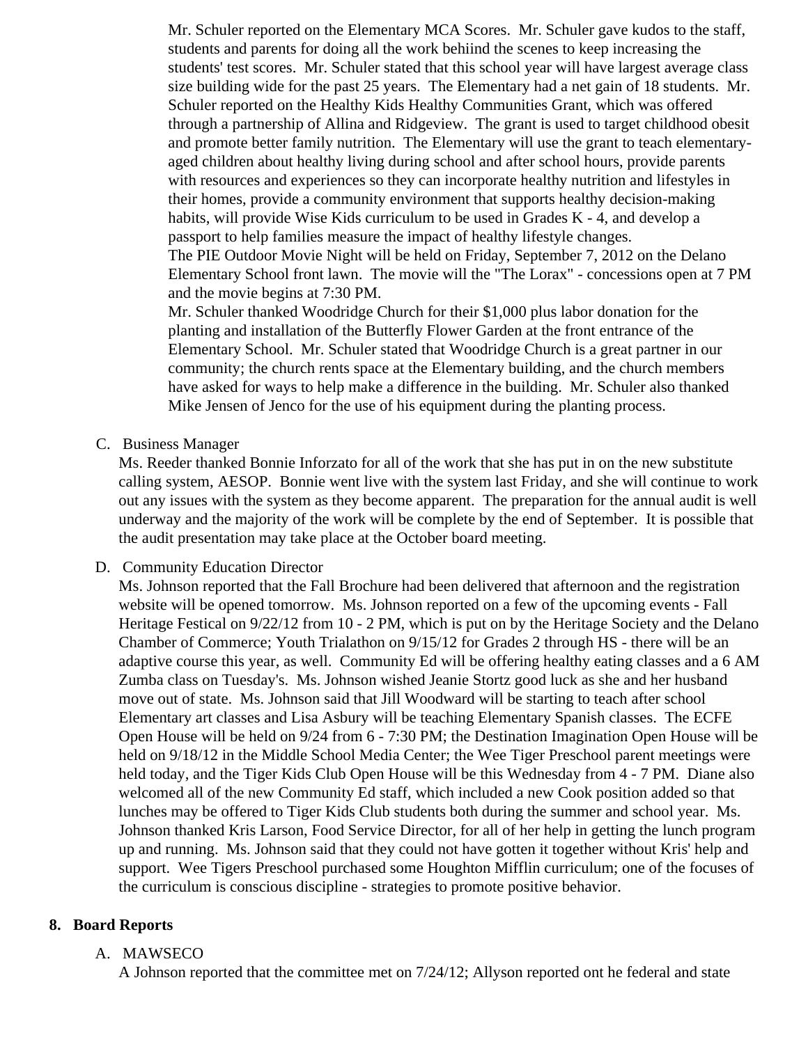Mr. Schuler reported on the Elementary MCA Scores. Mr. Schuler gave kudos to the staff, students and parents for doing all the work behiind the scenes to keep increasing the students' test scores. Mr. Schuler stated that this school year will have largest average class size building wide for the past 25 years. The Elementary had a net gain of 18 students. Mr. Schuler reported on the Healthy Kids Healthy Communities Grant, which was offered through a partnership of Allina and Ridgeview. The grant is used to target childhood obesit and promote better family nutrition. The Elementary will use the grant to teach elementary-aged children about healthy living during school and after school hours, provide parents with resources and experiences so they can incorporate healthy nutrition and lifestyles in their homes, provide a community environment that supports healthy decision-making habits, will provide Wise Kids curriculum to be used in Grades K - 4, and develop a passport to help families measure the impact of healthy lifestyle changes.

The PIE Outdoor Movie Night will be held on Friday, September 7, 2012 on the Delano Elementary School front lawn. The movie will the "The Lorax" - concessions open at 7 PM and the movie begins at 7:30 PM.

Mr. Schuler thanked Woodridge Church for their $1,000 plus labor donation for the planting and installation of the Butterfly Flower Garden at the front entrance of the Elementary School. Mr. Schuler stated that Woodridge Church is a great partner in our community; the church rents space at the Elementary building, and the church members have asked for ways to help make a difference in the building. Mr. Schuler also thanked Mike Jensen of Jenco for the use of his equipment during the planting process.

C. Business Manager

Ms. Reeder thanked Bonnie Inforzato for all of the work that she has put in on the new substitute calling system, AESOP. Bonnie went live with the system last Friday, and she will continue to work out any issues with the system as they become apparent. The preparation for the annual audit is well underway and the majority of the work will be complete by the end of September. It is possible that the audit presentation may take place at the October board meeting.

D. Community Education Director

Ms. Johnson reported that the Fall Brochure had been delivered that afternoon and the registration website will be opened tomorrow. Ms. Johnson reported on a few of the upcoming events - Fall Heritage Festical on 9/22/12 from 10 - 2 PM, which is put on by the Heritage Society and the Delano Chamber of Commerce; Youth Trialathon on 9/15/12 for Grades 2 through HS - there will be an adaptive course this year, as well. Community Ed will be offering healthy eating classes and a 6 AM Zumba class on Tuesday's. Ms. Johnson wished Jeanie Stortz good luck as she and her husband move out of state. Ms. Johnson said that Jill Woodward will be starting to teach after school Elementary art classes and Lisa Asbury will be teaching Elementary Spanish classes. The ECFE Open House will be held on 9/24 from 6 - 7:30 PM; the Destination Imagination Open House will be held on 9/18/12 in the Middle School Media Center; the Wee Tiger Preschool parent meetings were held today, and the Tiger Kids Club Open House will be this Wednesday from 4 - 7 PM. Diane also welcomed all of the new Community Ed staff, which included a new Cook position added so that lunches may be offered to Tiger Kids Club students both during the summer and school year. Ms. Johnson thanked Kris Larson, Food Service Director, for all of her help in getting the lunch program up and running. Ms. Johnson said that they could not have gotten it together without Kris' help and support. Wee Tigers Preschool purchased some Houghton Mifflin curriculum; one of the focuses of the curriculum is conscious discipline - strategies to promote positive behavior.

## 8. Board Reports

A. MAWSECO

A Johnson reported that the committee met on 7/24/12; Allyson reported ont he federal and state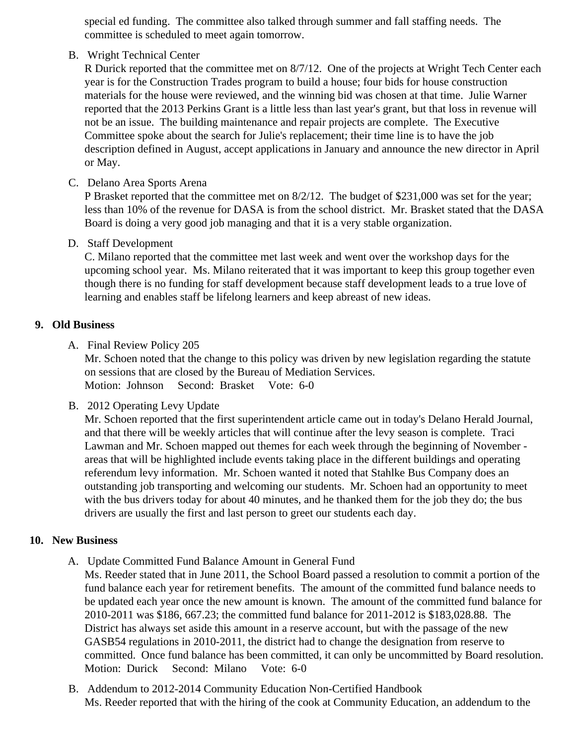special ed funding. The committee also talked through summer and fall staffing needs. The committee is scheduled to meet again tomorrow.

B. Wright Technical Center
R Durick reported that the committee met on 8/7/12. One of the projects at Wright Tech Center each year is for the Construction Trades program to build a house; four bids for house construction materials for the house were reviewed, and the winning bid was chosen at that time. Julie Warner reported that the 2013 Perkins Grant is a little less than last year's grant, but that loss in revenue will not be an issue. The building maintenance and repair projects are complete. The Executive Committee spoke about the search for Julie's replacement; their time line is to have the job description defined in August, accept applications in January and announce the new director in April or May.

C. Delano Area Sports Arena
P Brasket reported that the committee met on 8/2/12. The budget of $231,000 was set for the year; less than 10% of the revenue for DASA is from the school district. Mr. Brasket stated that the DASA Board is doing a very good job managing and that it is a very stable organization.

D. Staff Development
C. Milano reported that the committee met last week and went over the workshop days for the upcoming school year. Ms. Milano reiterated that it was important to keep this group together even though there is no funding for staff development because staff development leads to a true love of learning and enables staff be lifelong learners and keep abreast of new ideas.

## 9. Old Business

A. Final Review Policy 205
Mr. Schoen noted that the change to this policy was driven by new legislation regarding the statute on sessions that are closed by the Bureau of Mediation Services.
Motion: Johnson Second: Brasket Vote: 6-0

B. 2012 Operating Levy Update
Mr. Schoen reported that the first superintendent article came out in today's Delano Herald Journal, and that there will be weekly articles that will continue after the levy season is complete. Traci Lawman and Mr. Schoen mapped out themes for each week through the beginning of November - areas that will be highlighted include events taking place in the different buildings and operating referendum levy information. Mr. Schoen wanted it noted that Stahlke Bus Company does an outstanding job transporting and welcoming our students. Mr. Schoen had an opportunity to meet with the bus drivers today for about 40 minutes, and he thanked them for the job they do; the bus drivers are usually the first and last person to greet our students each day.

## 10. New Business

A. Update Committed Fund Balance Amount in General Fund
Ms. Reeder stated that in June 2011, the School Board passed a resolution to commit a portion of the fund balance each year for retirement benefits. The amount of the committed fund balance needs to be updated each year once the new amount is known. The amount of the committed fund balance for 2010-2011 was $186, 667.23; the committed fund balance for 2011-2012 is $183,028.88. The District has always set aside this amount in a reserve account, but with the passage of the new GASB54 regulations in 2010-2011, the district had to change the designation from reserve to committed. Once fund balance has been committed, it can only be uncommitted by Board resolution.
Motion: Durick Second: Milano Vote: 6-0

B. Addendum to 2012-2014 Community Education Non-Certified Handbook
Ms. Reeder reported that with the hiring of the cook at Community Education, an addendum to the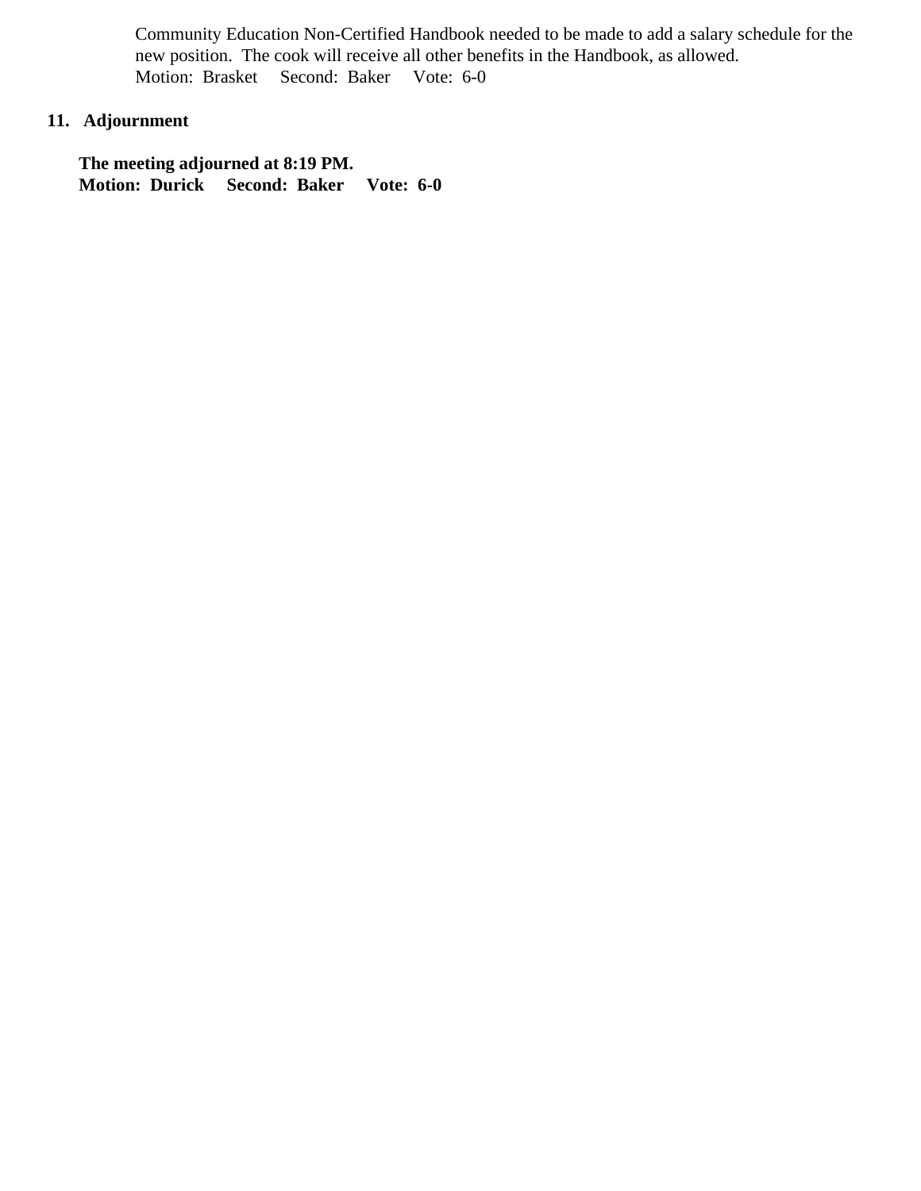Community Education Non-Certified Handbook needed to be made to add a salary schedule for the new position. The cook will receive all other benefits in the Handbook, as allowed.
Motion: Brasket Second: Baker Vote: 6-0

## 11. Adjournment

**The meeting adjourned at 8:19 PM.**
**Motion: Durick Second: Baker Vote: 6-0**